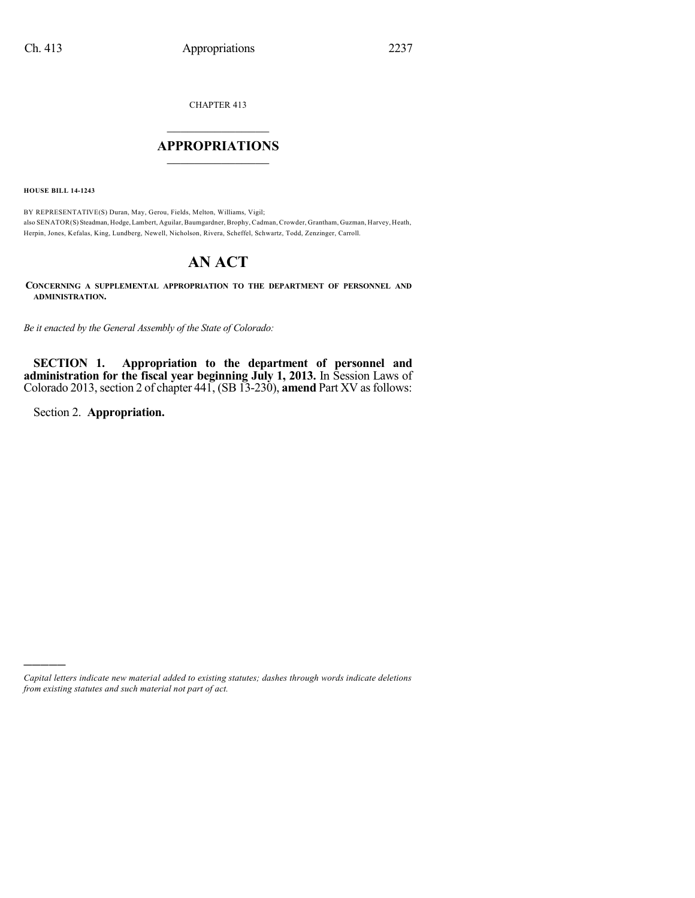CHAPTER 413

# APPROPRIATIONS

**HOUSE BILL 14-1243**

BY REPRESENTATIVE(S) Duran, May, Gerou, Fields, Melton, Williams, Vigil;
also SENATOR(S) Steadman, Hodge, Lambert, Aguilar, Baumgardner, Brophy, Cadman, Crowder, Grantham, Guzman, Harvey, Heath, Herpin, Jones, Kefalas, King, Lundberg, Newell, Nicholson, Rivera, Scheffel, Schwartz, Todd, Zenzinger, Carroll.

# AN ACT

**CONCERNING A SUPPLEMENTAL APPROPRIATION TO THE DEPARTMENT OF PERSONNEL AND ADMINISTRATION.**

*Be it enacted by the General Assembly of the State of Colorado:*

**SECTION 1. Appropriation to the department of personnel and administration for the fiscal year beginning July 1, 2013.** In Session Laws of Colorado 2013, section 2 of chapter 441, (SB 13-230), **amend** Part XV as follows:

Section 2. **Appropriation.**

---

*Capital letters indicate new material added to existing statutes; dashes through words indicate deletions from existing statutes and such material not part of act.*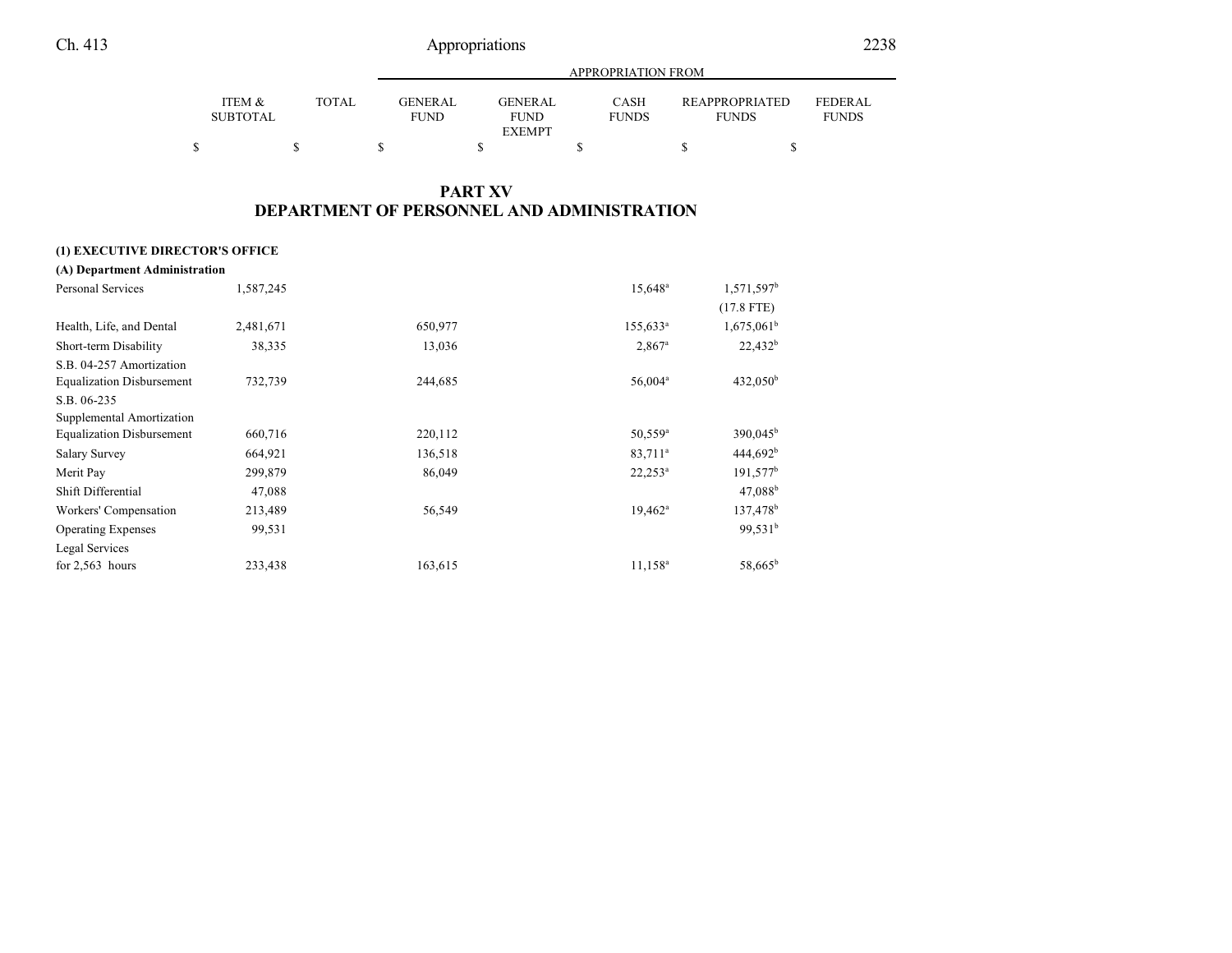## PART XV
## DEPARTMENT OF PERSONNEL AND ADMINISTRATION

| | ITEM & SUBTOTAL | TOTAL | GENERAL FUND | GENERAL FUND EXEMPT | CASH FUNDS | REAPPROPRIATED FUNDS | FEDERAL FUNDS |
|---|---|---|---|---|---|---|---|
| | $ | $ | $ | $ | $ | $ | $ |
| **(1) EXECUTIVE DIRECTOR'S OFFICE** | | | | | | | |
| **(A) Department Administration** | | | | | | | |
| Personal Services | 1,587,245 | | | | 15,648[a] | 1,571,597[b] | |
| | | | | | | (17.8 FTE) | |
| Health, Life, and Dental | 2,481,671 | | 650,977 | | 155,633[a] | 1,675,061[b] | |
| Short-term Disability | 38,335 | | 13,036 | | 2,867[a] | 22,432[b] | |
| S.B. 04-257 Amortization Equalization Disbursement | 732,739 | | 244,685 | | 56,004[a] | 432,050[b] | |
| S.B. 06-235 Supplemental Amortization Equalization Disbursement | 660,716 | | 220,112 | | 50,559[a] | 390,045[b] | |
| Salary Survey | 664,921 | | 136,518 | | 83,711[a] | 444,692[b] | |
| Merit Pay | 299,879 | | 86,049 | | 22,253[a] | 191,577[b] | |
| Shift Differential | 47,088 | | | | | 47,088[b] | |
| Workers' Compensation | 213,489 | | 56,549 | | 19,462[a] | 137,478[b] | |
| Operating Expenses | 99,531 | | | | | 99,531[b] | |
| Legal Services for 2,563 hours | 233,438 | | 163,615 | | 11,158[a] | 58,665[b] | |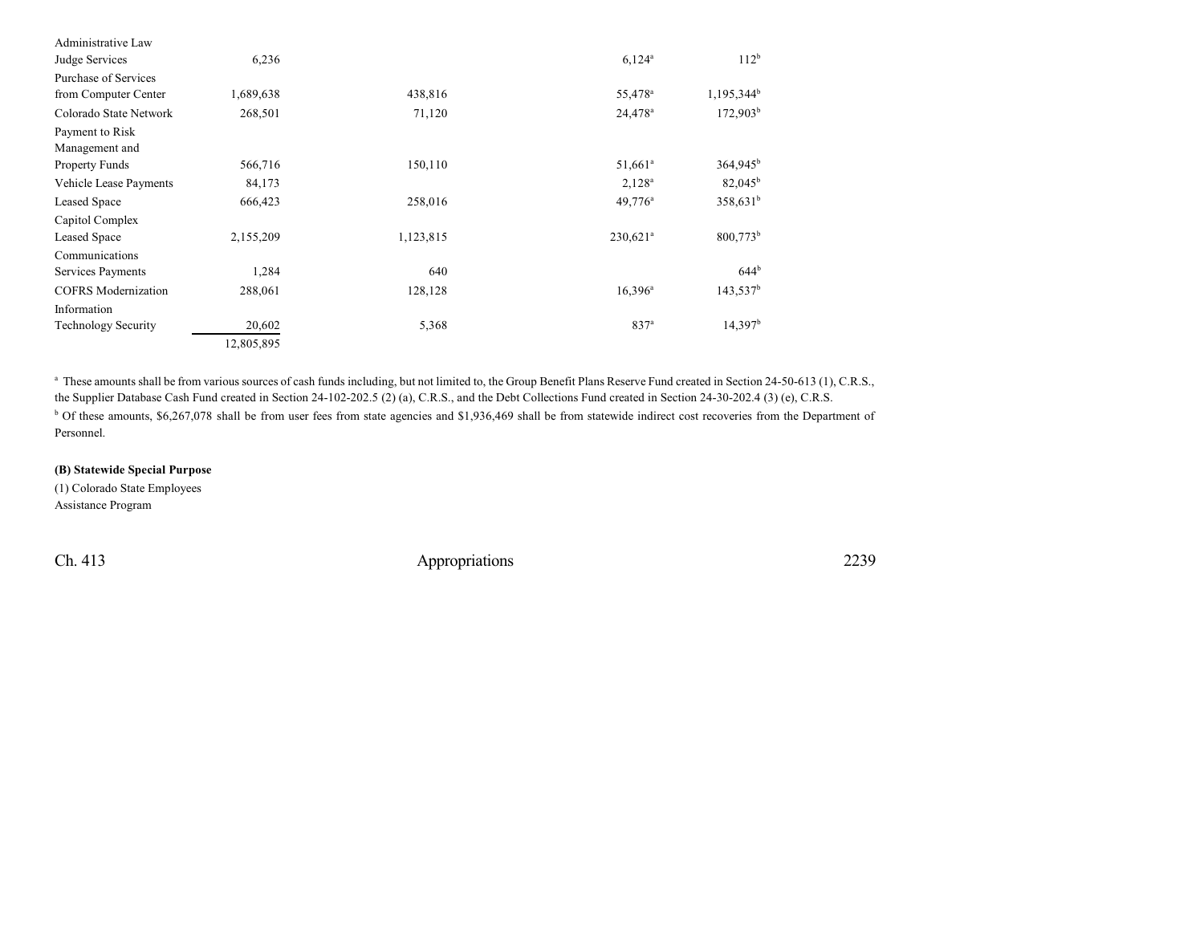| | | | | | |
|---|---|---|---|---|---|
| Administrative Law Judge Services | 6,236 | | | 6,124[a] | 112[b] |
| Purchase of Services from Computer Center | 1,689,638 | 438,816 | | 55,478[a] | 1,195,344[b] |
| Colorado State Network | 268,501 | 71,120 | | 24,478[a] | 172,903[b] |
| Payment to Risk Management and Property Funds | 566,716 | 150,110 | | 51,661[a] | 364,945[b] |
| Vehicle Lease Payments | 84,173 | | | 2,128[a] | 82,045[b] |
| Leased Space | 666,423 | 258,016 | | 49,776[a] | 358,631[b] |
| Capitol Complex Leased Space | 2,155,209 | 1,123,815 | | 230,621[a] | 800,773[b] |
| Communications Services Payments | 1,284 | 640 | | | 644[b] |
| COFRS Modernization | 288,061 | 128,128 | | 16,396[a] | 143,537[b] |
| Information Technology Security | 20,602 | 5,368 | | 837[a] | 14,397[b] |
| | 12,805,895 | | | | |

[a] These amounts shall be from various sources of cash funds including, but not limited to, the Group Benefit Plans Reserve Fund created in Section 24-50-613 (1), C.R.S., the Supplier Database Cash Fund created in Section 24-102-202.5 (2) (a), C.R.S., and the Debt Collections Fund created in Section 24-30-202.4 (3) (e), C.R.S.

[b] Of these amounts, $6,267,078 shall be from user fees from state agencies and $1,936,469 shall be from statewide indirect cost recoveries from the Department of Personnel.

**(B) Statewide Special Purpose**

(1) Colorado State Employees Assistance Program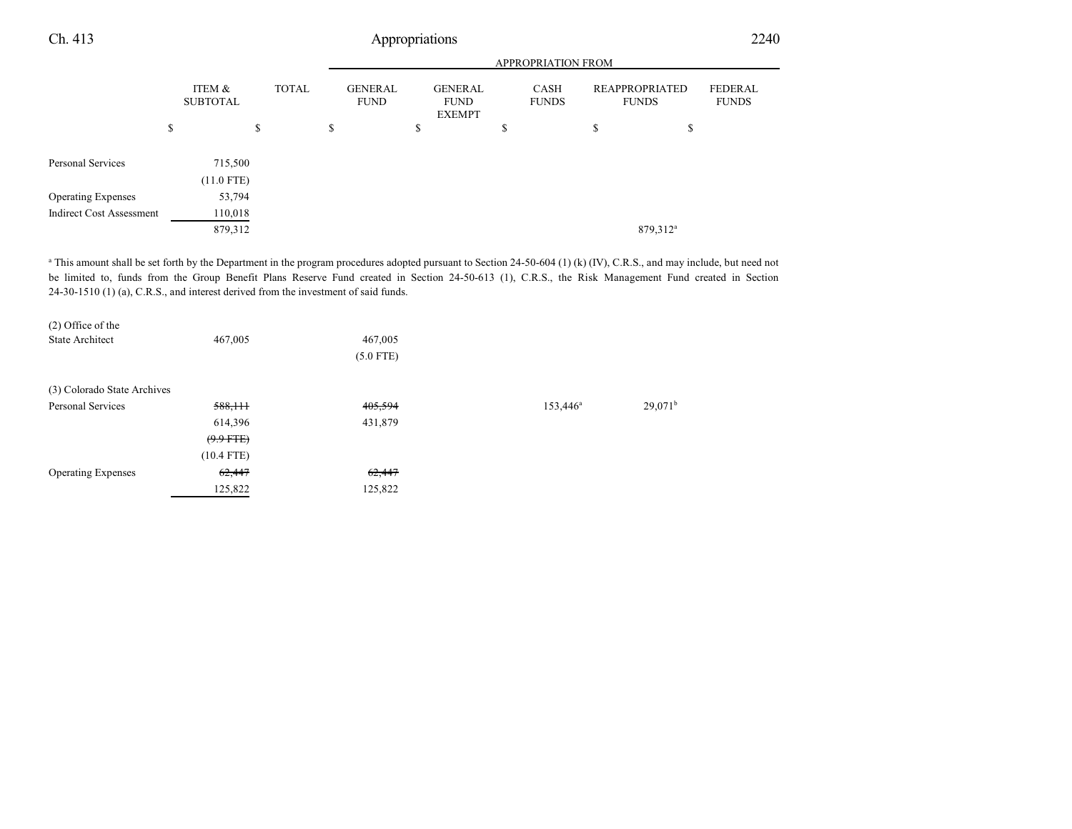| | ITEM & SUBTOTAL | TOTAL | GENERAL FUND | GENERAL FUND EXEMPT | CASH FUNDS | REAPPROPRIATED FUNDS | FEDERAL FUNDS |
|---|---|---|---|---|---|---|---|
| | $ | $ | $ | $ | $ | $ | $ |
| Personal Services | 715,500 | | | | | | |
| | (11.0 FTE) | | | | | | |
| Operating Expenses | 53,794 | | | | | | |
| Indirect Cost Assessment | 110,018 | | | | | | |
| | 879,312 | | | | | 879,312[a] | |

[a] This amount shall be set forth by the Department in the program procedures adopted pursuant to Section 24-50-604 (1) (k) (IV), C.R.S., and may include, but need not be limited to, funds from the Group Benefit Plans Reserve Fund created in Section 24-50-613 (1), C.R.S., the Risk Management Fund created in Section 24-30-1510 (1) (a), C.R.S., and interest derived from the investment of said funds.

| | ITEM & SUBTOTAL | TOTAL | GENERAL FUND | GENERAL FUND EXEMPT | CASH FUNDS | REAPPROPRIATED FUNDS | FEDERAL FUNDS |
|---|---|---|---|---|---|---|---|
| (2) Office of the State Architect | 467,005 | | 467,005 | | | | |
| | | | (5.0 FTE) | | | | |
| (3) Colorado State Archives | | | | | | | |
| Personal Services | ~~588,111~~ | | ~~405,594~~ | | 153,446[a] | 29,071[b] | |
| | 614,396 | | 431,879 | | | | |
| | ~~(9.9 FTE)~~ | | | | | | |
| | (10.4 FTE) | | | | | | |
| Operating Expenses | ~~62,447~~ | | ~~62,447~~ | | | | |
| | 125,822 | | 125,822 | | | | |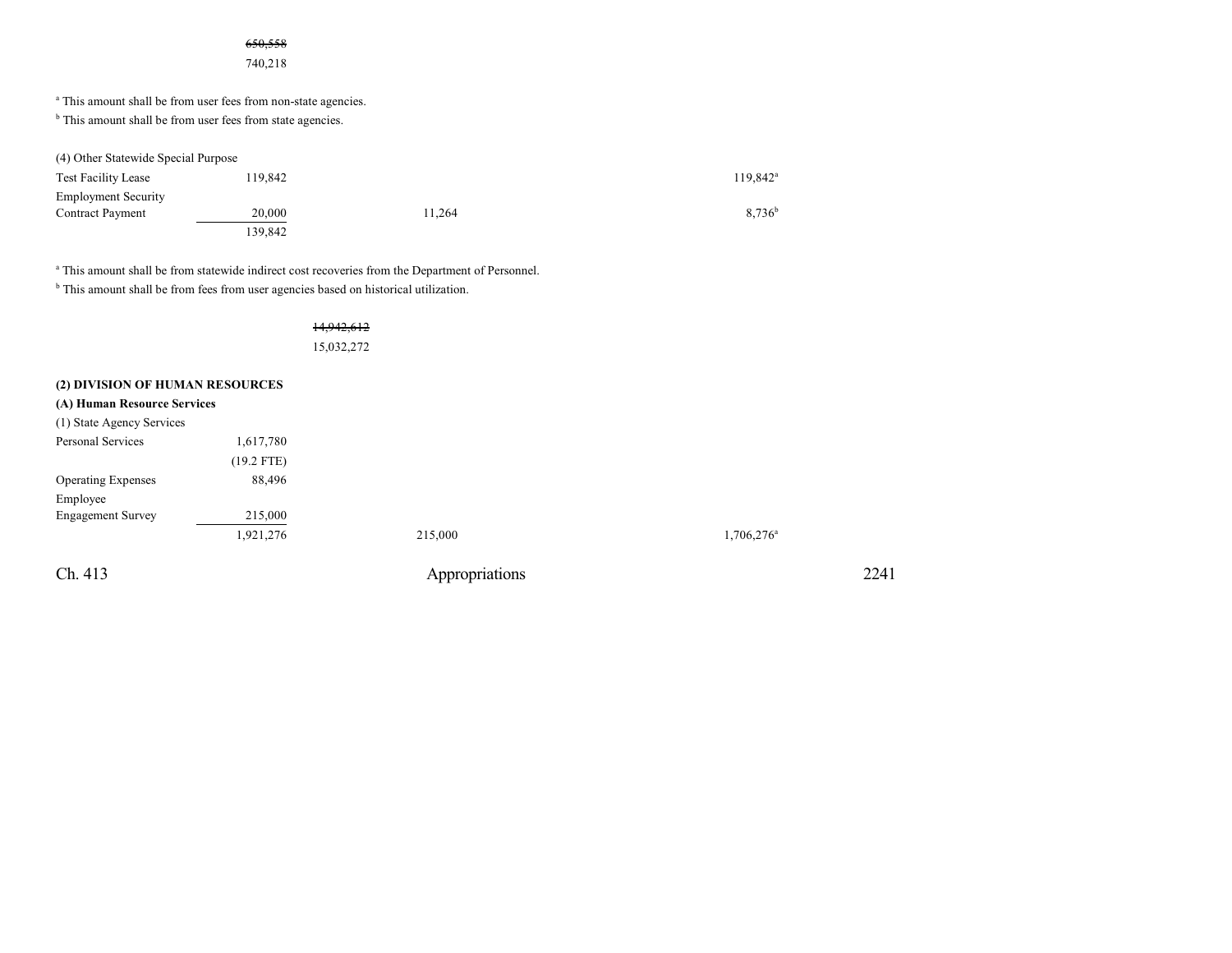| | | | | | |
|---|---|---|---|---|---|
| | ~~650,558~~ | | | | |
| | 740,218 | | | | |

[a] This amount shall be from user fees from non-state agencies.

[b] This amount shall be from user fees from state agencies.

| | | | | | |
|---|---|---|---|---|---|
| (4) Other Statewide Special Purpose | | | | | |
| Test Facility Lease | 119,842 | | | | 119,842[a] |
| Employment Security Contract Payment | 20,000 | | 11,264 | | 8,736[b] |
| | 139,842 | | | | |

[a] This amount shall be from statewide indirect cost recoveries from the Department of Personnel.

[b] This amount shall be from fees from user agencies based on historical utilization.

| | | | | | |
|---|---|---|---|---|---|
| | | ~~14,942,612~~ | | | |
| | | 15,032,272 | | | |

**(2) DIVISION OF HUMAN RESOURCES**

**(A) Human Resource Services**

| | | | | | |
|---|---|---|---|---|---|
| (1) State Agency Services | | | | | |
| Personal Services | 1,617,780 | | | | |
| | (19.2 FTE) | | | | |
| Operating Expenses | 88,496 | | | | |
| Employee Engagement Survey | 215,000 | | | | |
| | 1,921,276 | | 215,000 | | 1,706,276[a] |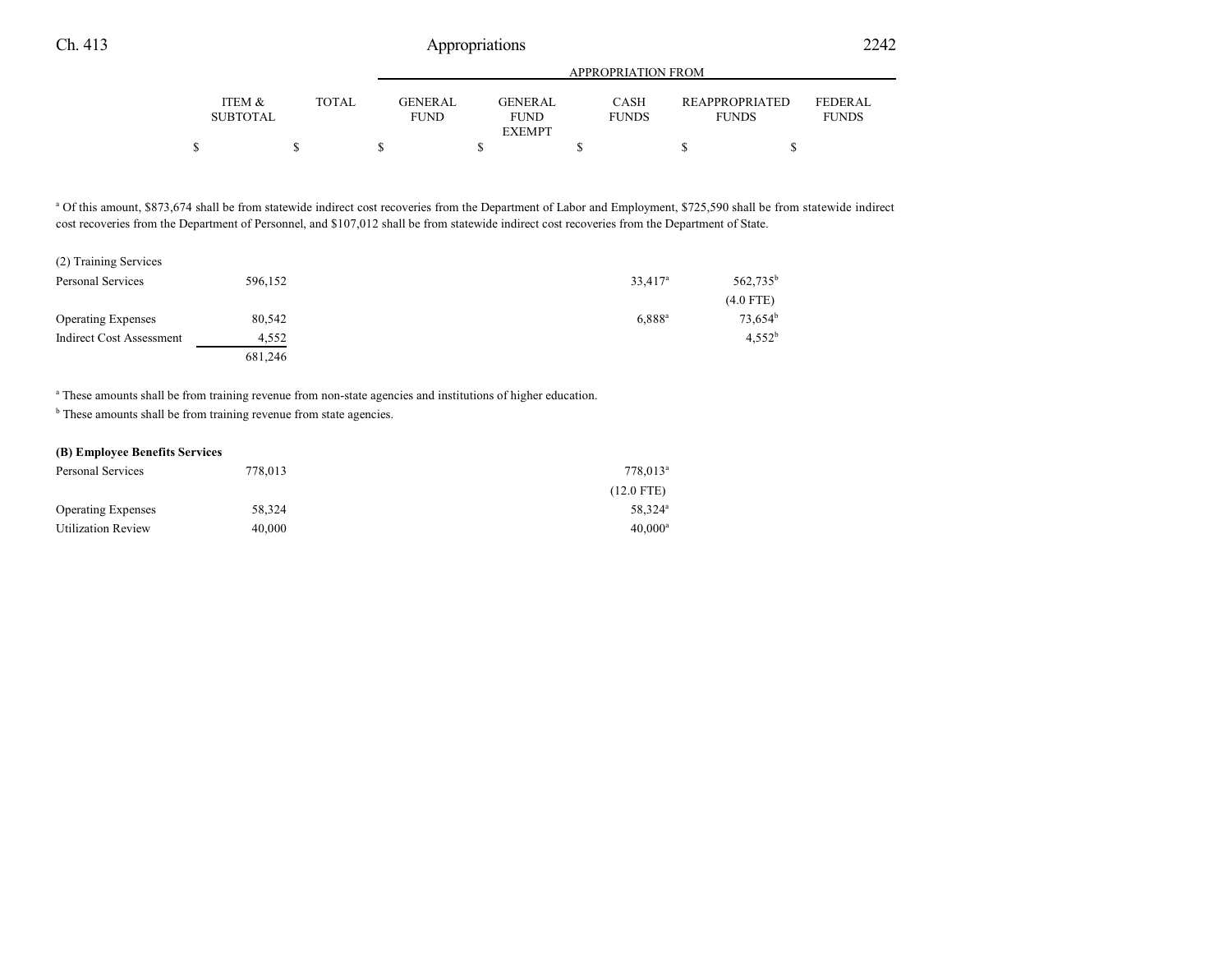| | ITEM & SUBTOTAL | TOTAL | APPROPRIATION FROM GENERAL FUND | GENERAL FUND EXEMPT | CASH FUNDS | REAPPROPRIATED FUNDS | FEDERAL FUNDS |
|---|---|---|---|---|---|---|---|
| | $ | $ | $ | $ | $ | $ | $ |

[a] Of this amount, $873,674 shall be from statewide indirect cost recoveries from the Department of Labor and Employment, $725,590 shall be from statewide indirect cost recoveries from the Department of Personnel, and $107,012 shall be from statewide indirect cost recoveries from the Department of State.

| | ITEM & SUBTOTAL | TOTAL | GENERAL FUND | GENERAL FUND EXEMPT | CASH FUNDS | REAPPROPRIATED FUNDS | FEDERAL FUNDS |
|---|---|---|---|---|---|---|---|
| (2) Training Services | | | | | | | |
| Personal Services | 596,152 | | | | 33,417[a] | 562,735[b] | |
| | | | | | | (4.0 FTE) | |
| Operating Expenses | 80,542 | | | | 6,888[a] | 73,654[b] | |
| Indirect Cost Assessment | 4,552 | | | | | 4,552[b] | |
| | 681,246 | | | | | | |

[a] These amounts shall be from training revenue from non-state agencies and institutions of higher education.

[b] These amounts shall be from training revenue from state agencies.

| | ITEM & SUBTOTAL | TOTAL | GENERAL FUND | GENERAL FUND EXEMPT | CASH FUNDS | REAPPROPRIATED FUNDS | FEDERAL FUNDS |
|---|---|---|---|---|---|---|---|
| **(B) Employee Benefits Services** | | | | | | | |
| Personal Services | 778,013 | | | | 778,013[a] | | |
| | | | | | (12.0 FTE) | | |
| Operating Expenses | 58,324 | | | | 58,324[a] | | |
| Utilization Review | 40,000 | | | | 40,000[a] | | |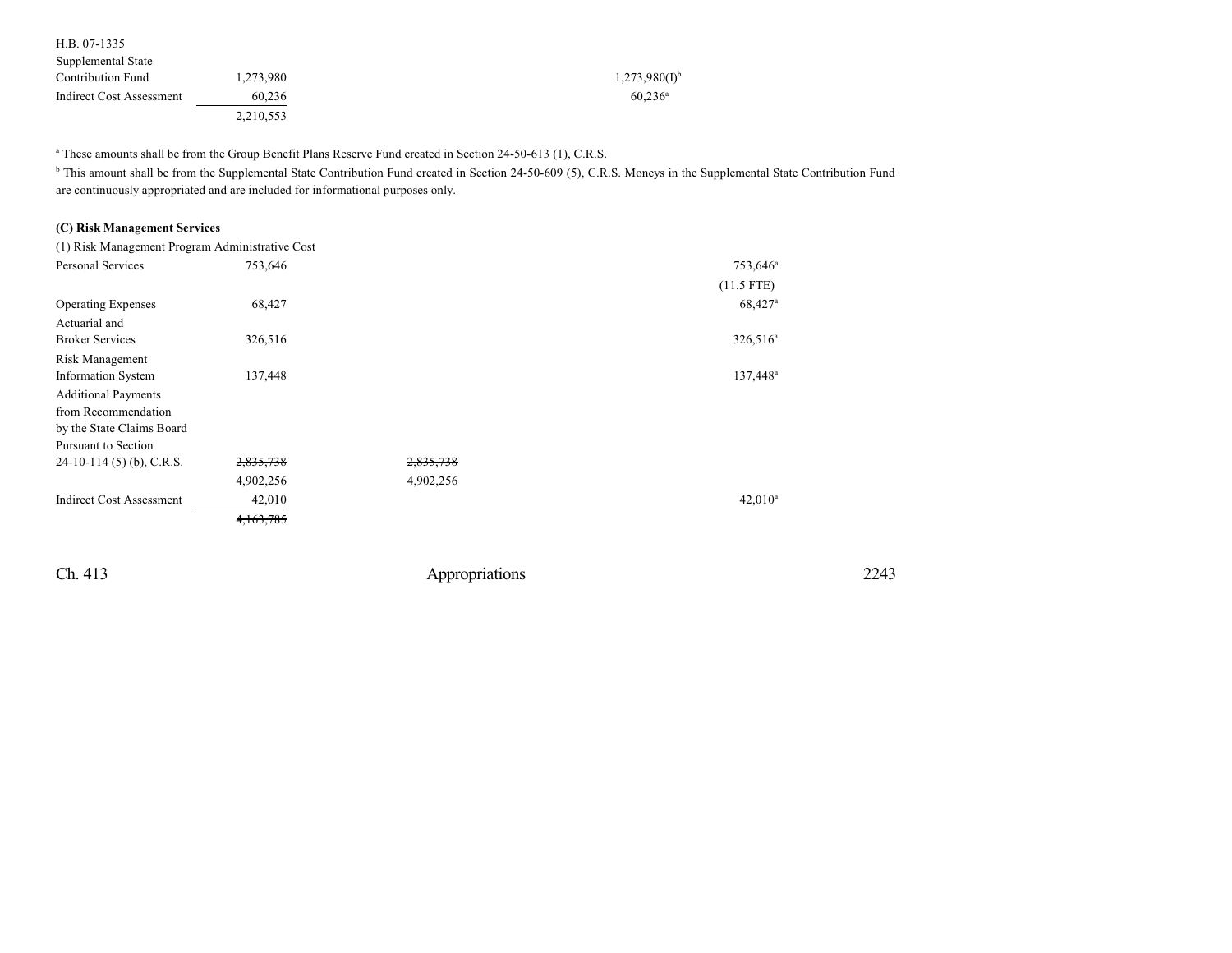| | | | | | |
|---|---|---|---|---|---|
| H.B. 07-1335 | | | | | |
| Supplemental State Contribution Fund | 1,273,980 | | | 1,273,980(I)[b] | |
| Indirect Cost Assessment | 60,236 | | | 60,236[a] | |
| | 2,210,553 | | | | |

[a] These amounts shall be from the Group Benefit Plans Reserve Fund created in Section 24-50-613 (1), C.R.S.

[b] This amount shall be from the Supplemental State Contribution Fund created in Section 24-50-609 (5), C.R.S. Moneys in the Supplemental State Contribution Fund are continuously appropriated and are included for informational purposes only.

**(C) Risk Management Services**

| (1) Risk Management Program Administrative Cost | | | | | |
|---|---|---|---|---|---|
| Personal Services | 753,646 | | | | 753,646[a] |
| | | | | | (11.5 FTE) |
| Operating Expenses | 68,427 | | | | 68,427[a] |
| Actuarial and Broker Services | 326,516 | | | | 326,516[a] |
| Risk Management Information System | 137,448 | | | | 137,448[a] |
| Additional Payments from Recommendation by the State Claims Board Pursuant to Section 24-10-114 (5) (b), C.R.S. | ~~2,835,738~~ 4,902,256 | ~~2,835,738~~ 4,902,256 | | | |
| Indirect Cost Assessment | 42,010 | | | | 42,010[a] |
| | ~~4,163,785~~ | | | | |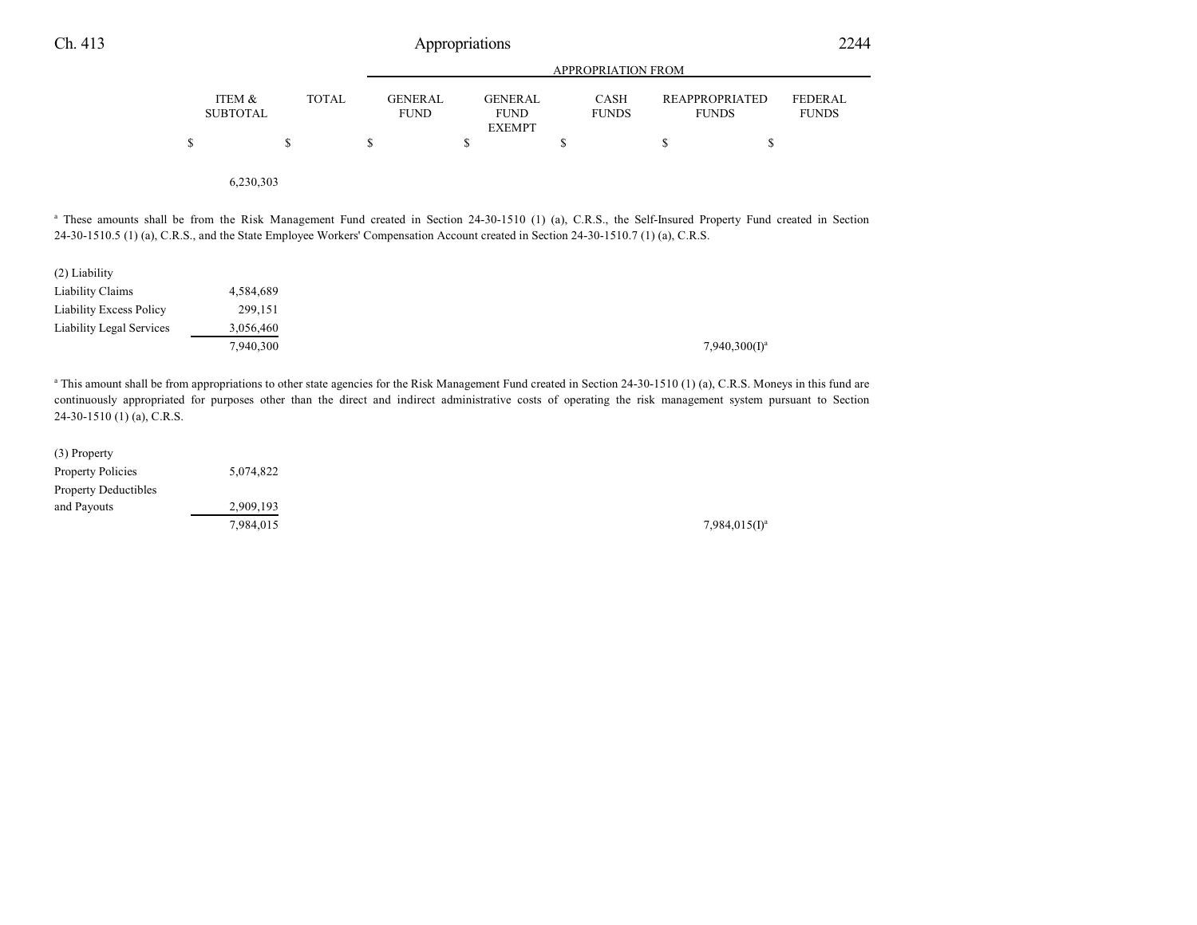| | ITEM & SUBTOTAL | TOTAL | APPROPRIATION FROM GENERAL FUND | GENERAL FUND EXEMPT | CASH FUNDS | REAPPROPRIATED FUNDS | FEDERAL FUNDS |
|---|---|---|---|---|---|---|---|
| | $ | $ | $ | $ | $ | $ | $ |
| | 6,230,303 | | | | | | |

[a] These amounts shall be from the Risk Management Fund created in Section 24-30-1510 (1) (a), C.R.S., the Self-Insured Property Fund created in Section 24-30-1510.5 (1) (a), C.R.S., and the State Employee Workers' Compensation Account created in Section 24-30-1510.7 (1) (a), C.R.S.

| | ITEM & SUBTOTAL | TOTAL | GENERAL FUND | GENERAL FUND EXEMPT | CASH FUNDS | REAPPROPRIATED FUNDS | FEDERAL FUNDS |
|---|---|---|---|---|---|---|---|
| (2) Liability | | | | | | | |
| Liability Claims | 4,584,689 | | | | | | |
| Liability Excess Policy | 299,151 | | | | | | |
| Liability Legal Services | 3,056,460 | | | | | | |
| | 7,940,300 | | | | | 7,940,300(I)[a] | |

[a] This amount shall be from appropriations to other state agencies for the Risk Management Fund created in Section 24-30-1510 (1) (a), C.R.S. Moneys in this fund are continuously appropriated for purposes other than the direct and indirect administrative costs of operating the risk management system pursuant to Section 24-30-1510 (1) (a), C.R.S.

| | ITEM & SUBTOTAL | TOTAL | GENERAL FUND | GENERAL FUND EXEMPT | CASH FUNDS | REAPPROPRIATED FUNDS | FEDERAL FUNDS |
|---|---|---|---|---|---|---|---|
| (3) Property | | | | | | | |
| Property Policies | 5,074,822 | | | | | | |
| Property Deductibles and Payouts | 2,909,193 | | | | | | |
| | 7,984,015 | | | | | 7,984,015(I)[a] | |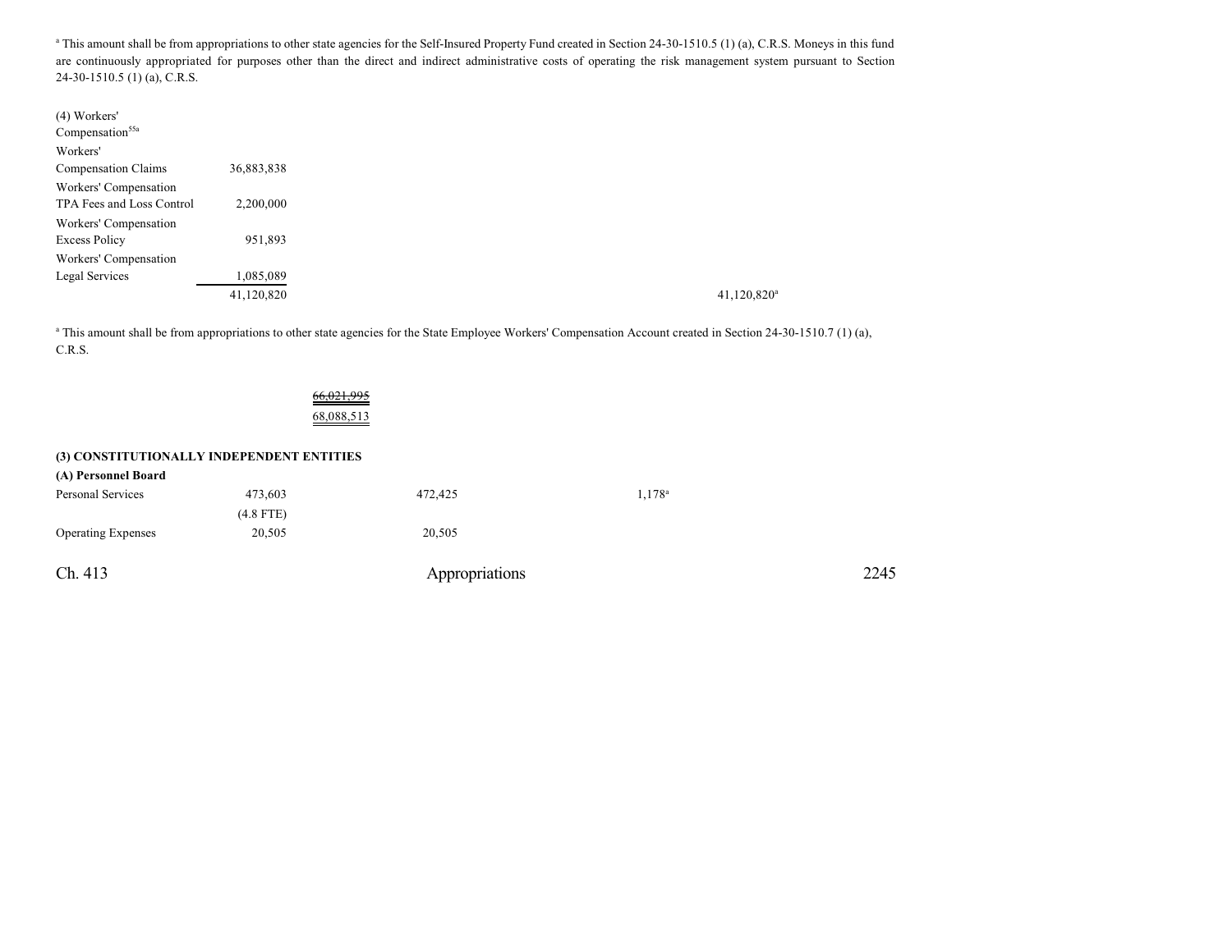[a] This amount shall be from appropriations to other state agencies for the Self-Insured Property Fund created in Section 24-30-1510.5 (1) (a), C.R.S. Moneys in this fund are continuously appropriated for purposes other than the direct and indirect administrative costs of operating the risk management system pursuant to Section 24-30-1510.5 (1) (a), C.R.S.

| | | | | |
|---|---|---|---|---|
| (4) Workers' Compensation[55a] | | | | |
| Workers' Compensation Claims | 36,883,838 | | | |
| Workers' Compensation TPA Fees and Loss Control | 2,200,000 | | | |
| Workers' Compensation Excess Policy | 951,893 | | | |
| Workers' Compensation Legal Services | 1,085,089 | | | |
| | 41,120,820 | | | 41,120,820[a] |

[a] This amount shall be from appropriations to other state agencies for the State Employee Workers' Compensation Account created in Section 24-30-1510.7 (1) (a), C.R.S.

| | |
|---|---|
| | ~~66,021,995~~ |
| | 68,088,513 |

**(3) CONSTITUTIONALLY INDEPENDENT ENTITIES**

**(A) Personnel Board**

| | | | |
|---|---|---|---|
| Personal Services | 473,603 | 472,425 | 1,178[a] |
| | (4.8 FTE) | | |
| Operating Expenses | 20,505 | 20,505 | |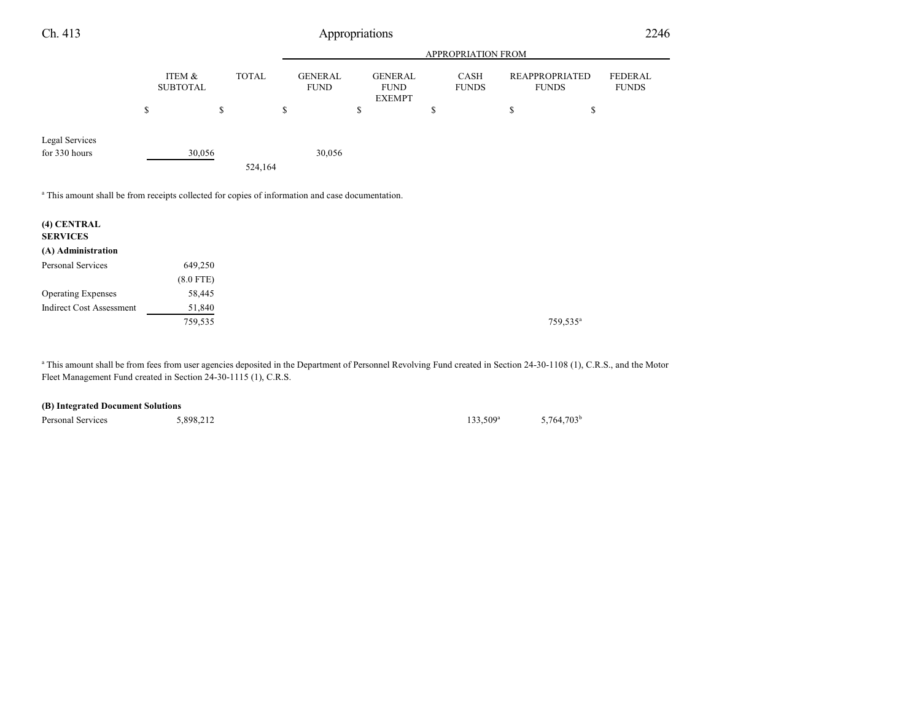| | ITEM & SUBTOTAL | TOTAL | GENERAL FUND | GENERAL FUND EXEMPT | CASH FUNDS | REAPPROPRIATED FUNDS | FEDERAL FUNDS |
|---|---|---|---|---|---|---|---|
| | $ | $ | $ | $ | $ | $ | $ |
| Legal Services for 330 hours | 30,056 | | 30,056 | | | | |
| | | 524,164 | | | | | |

[a] This amount shall be from receipts collected for copies of information and case documentation.

**(4) CENTRAL SERVICES**

**(A) Administration**

| | ITEM & SUBTOTAL | TOTAL | GENERAL FUND | GENERAL FUND EXEMPT | CASH FUNDS | REAPPROPRIATED FUNDS | FEDERAL FUNDS |
|---|---|---|---|---|---|---|---|
| Personal Services | 649,250 | | | | | | |
| | (8.0 FTE) | | | | | | |
| Operating Expenses | 58,445 | | | | | | |
| Indirect Cost Assessment | 51,840 | | | | | | |
| | 759,535 | | | | | 759,535[a] | |

[a] This amount shall be from fees from user agencies deposited in the Department of Personnel Revolving Fund created in Section 24-30-1108 (1), C.R.S., and the Motor Fleet Management Fund created in Section 24-30-1115 (1), C.R.S.

**(B) Integrated Document Solutions**

| | ITEM & SUBTOTAL | TOTAL | GENERAL FUND | GENERAL FUND EXEMPT | CASH FUNDS | REAPPROPRIATED FUNDS | FEDERAL FUNDS |
|---|---|---|---|---|---|---|---|
| Personal Services | 5,898,212 | | | | 133,509[a] | 5,764,703[b] | |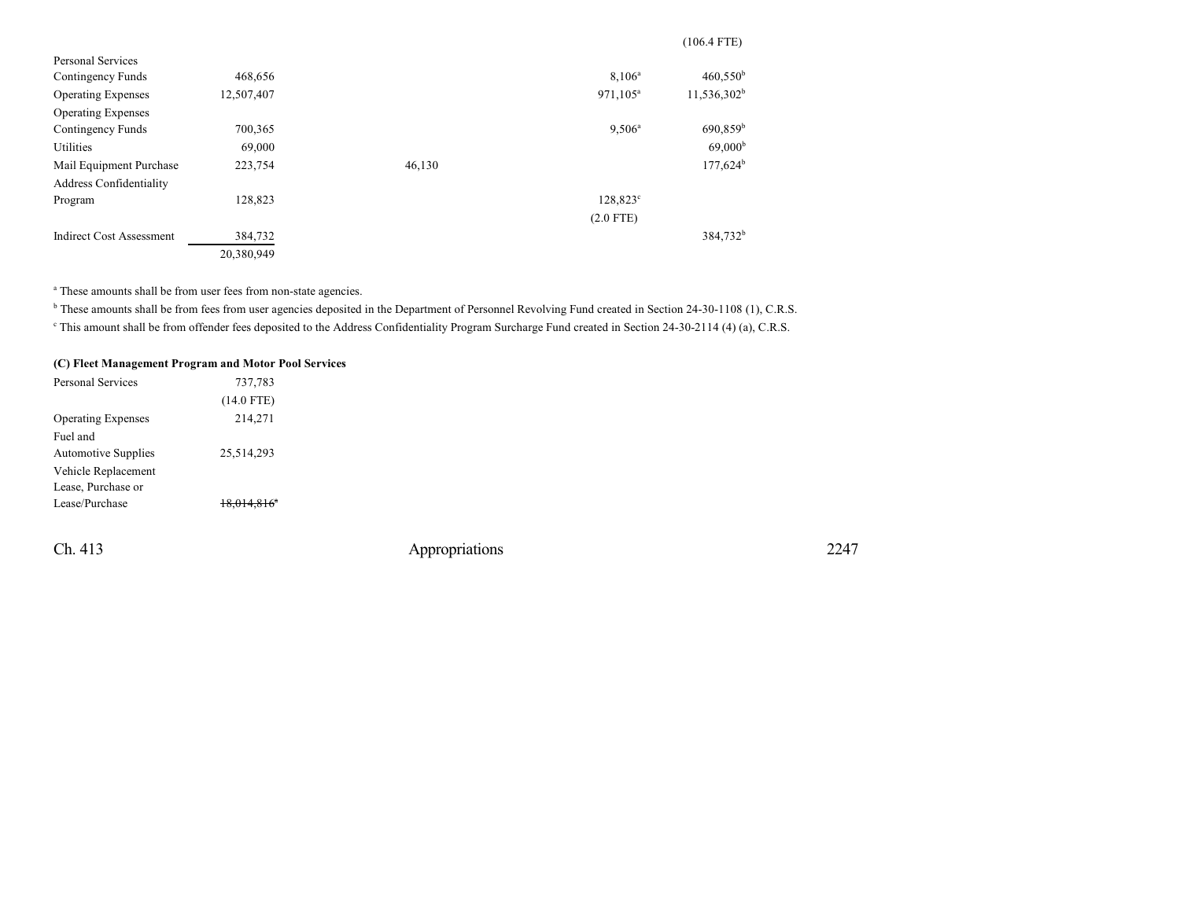| | | | | | |
|---|---|---|---|---|---|
| | | | | | (106.4 FTE) |
| Personal Services Contingency Funds | 468,656 | | | 8,106[a] | 460,550[b] |
| Operating Expenses | 12,507,407 | | | 971,105[a] | 11,536,302[b] |
| Operating Expenses Contingency Funds | 700,365 | | | 9,506[a] | 690,859[b] |
| Utilities | 69,000 | | | | 69,000[b] |
| Mail Equipment Purchase | 223,754 | | 46,130 | | 177,624[b] |
| Address Confidentiality Program | 128,823 | | | 128,823[c] | |
| | | | | (2.0 FTE) | |
| Indirect Cost Assessment | 384,732 | | | | 384,732[b] |
| | 20,380,949 | | | | |

[a] These amounts shall be from user fees from non-state agencies.

[b] These amounts shall be from fees from user agencies deposited in the Department of Personnel Revolving Fund created in Section 24-30-1108 (1), C.R.S.

[c] This amount shall be from offender fees deposited to the Address Confidentiality Program Surcharge Fund created in Section 24-30-2114 (4) (a), C.R.S.

**(C) Fleet Management Program and Motor Pool Services**

| | |
|---|---|
| Personal Services | 737,783 |
| | (14.0 FTE) |
| Operating Expenses | 214,271 |
| Fuel and Automotive Supplies | 25,514,293 |
| Vehicle Replacement Lease, Purchase or Lease/Purchase | ~~18,014,816~~[a] |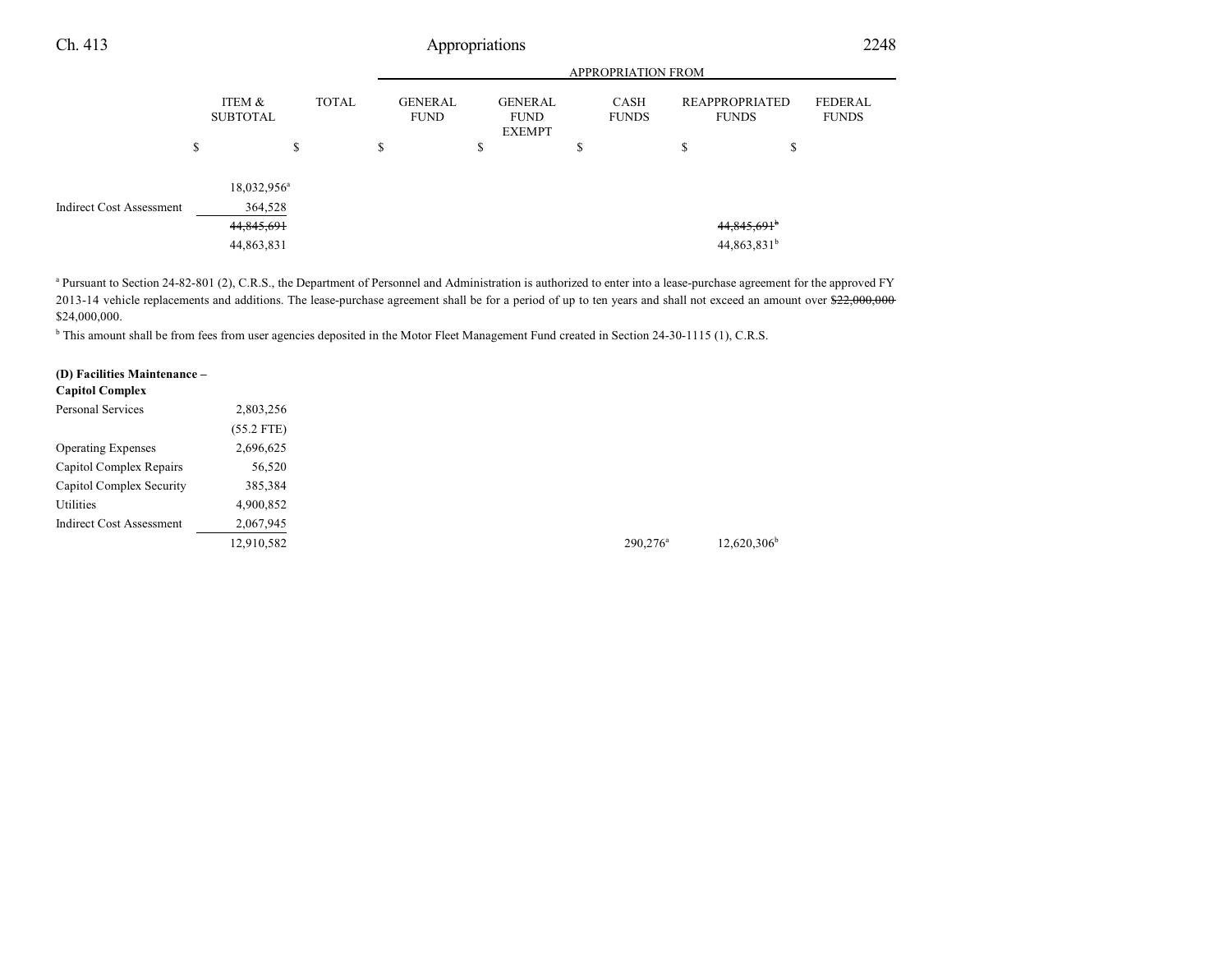| | ITEM & SUBTOTAL | TOTAL | APPROPRIATION FROM GENERAL FUND | GENERAL FUND EXEMPT | CASH FUNDS | REAPPROPRIATED FUNDS | FEDERAL FUNDS |
|---|---|---|---|---|---|---|---|
| | $ | $ | $ | $ | $ | $ | $ |
| | 18,032,956[a] | | | | | | |
| Indirect Cost Assessment | 364,528 | | | | | | |
| | ~~44,845,691~~ | | | | | ~~44,845,691~~[b] | |
| | 44,863,831 | | | | | 44,863,831[b] | |

[a] Pursuant to Section 24-82-801 (2), C.R.S., the Department of Personnel and Administration is authorized to enter into a lease-purchase agreement for the approved FY 2013-14 vehicle replacements and additions. The lease-purchase agreement shall be for a period of up to ten years and shall not exceed an amount over ~~$22,000,000~~ $24,000,000.

[b] This amount shall be from fees from user agencies deposited in the Motor Fleet Management Fund created in Section 24-30-1115 (1), C.R.S.

**(D) Facilities Maintenance – Capitol Complex**

| | ITEM & SUBTOTAL | TOTAL | GENERAL FUND | GENERAL FUND EXEMPT | CASH FUNDS | REAPPROPRIATED FUNDS | FEDERAL FUNDS |
|---|---|---|---|---|---|---|---|
| Personal Services | 2,803,256 | | | | | | |
| | (55.2 FTE) | | | | | | |
| Operating Expenses | 2,696,625 | | | | | | |
| Capitol Complex Repairs | 56,520 | | | | | | |
| Capitol Complex Security | 385,384 | | | | | | |
| Utilities | 4,900,852 | | | | | | |
| Indirect Cost Assessment | 2,067,945 | | | | | | |
| | 12,910,582 | | | | 290,276[a] | 12,620,306[b] | |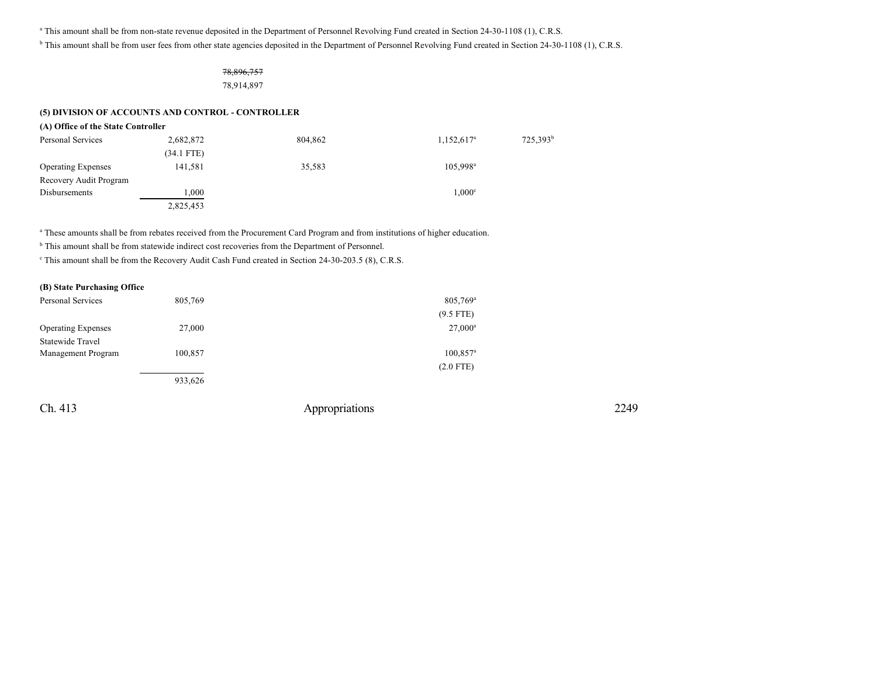[a] This amount shall be from non-state revenue deposited in the Department of Personnel Revolving Fund created in Section 24-30-1108 (1), C.R.S.

[b] This amount shall be from user fees from other state agencies deposited in the Department of Personnel Revolving Fund created in Section 24-30-1108 (1), C.R.S.

~~78,896,757~~
78,914,897

**(5) DIVISION OF ACCOUNTS AND CONTROL - CONTROLLER**

**(A) Office of the State Controller**

| | | | | |
|---|---|---|---|---|
| Personal Services | 2,682,872 (34.1 FTE) | 804,862 | 1,152,617[a] | 725,393[b] |
| Operating Expenses | 141,581 | 35,583 | 105,998[a] | |
| Recovery Audit Program Disbursements | 1,000 | | 1,000[c] | |
| | 2,825,453 | | | |

[a] These amounts shall be from rebates received from the Procurement Card Program and from institutions of higher education.

[b] This amount shall be from statewide indirect cost recoveries from the Department of Personnel.

[c] This amount shall be from the Recovery Audit Cash Fund created in Section 24-30-203.5 (8), C.R.S.

**(B) State Purchasing Office**

| | | | | |
|---|---|---|---|---|
| Personal Services | 805,769 | | 805,769[a] (9.5 FTE) | |
| Operating Expenses | 27,000 | | 27,000[a] | |
| Statewide Travel Management Program | 100,857 | | 100,857[a] (2.0 FTE) | |
| | 933,626 | | | |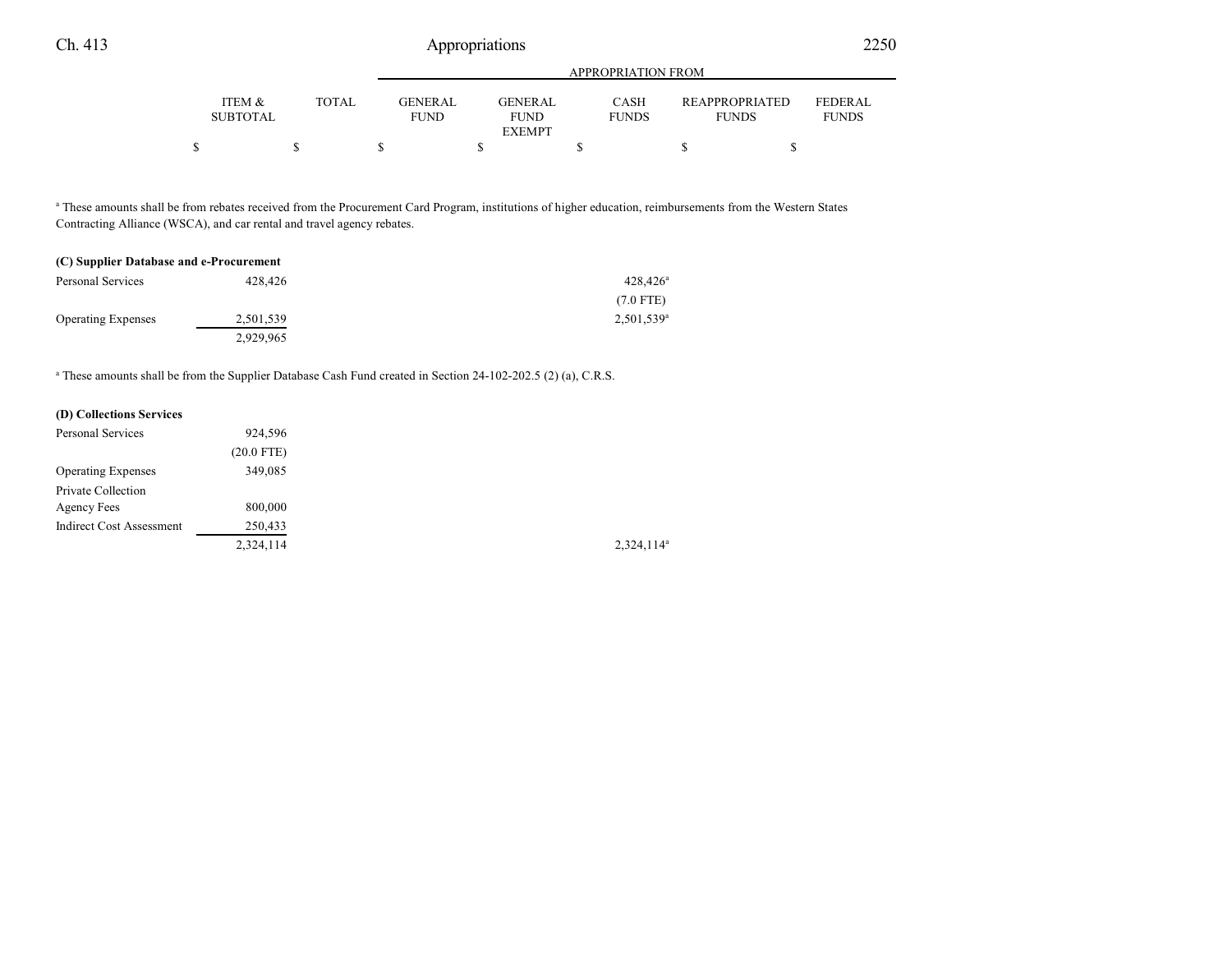| | ITEM & SUBTOTAL | TOTAL | GENERAL FUND | GENERAL FUND EXEMPT | CASH FUNDS | REAPPROPRIATED FUNDS | FEDERAL FUNDS |
|---|---|---|---|---|---|---|---|
| | $ | $ | $ | $ | $ | $ | $ |

[a] These amounts shall be from rebates received from the Procurement Card Program, institutions of higher education, reimbursements from the Western States Contracting Alliance (WSCA), and car rental and travel agency rebates.

| | ITEM & SUBTOTAL | TOTAL | GENERAL FUND | GENERAL FUND EXEMPT | CASH FUNDS | REAPPROPRIATED FUNDS | FEDERAL FUNDS |
|---|---|---|---|---|---|---|---|
| **(C) Supplier Database and e-Procurement** | | | | | | | |
| Personal Services | 428,426 | | | | 428,426[a] | | |
| | | | | | (7.0 FTE) | | |
| Operating Expenses | 2,501,539 | | | | 2,501,539[a] | | |
| | 2,929,965 | | | | | | |

[a] These amounts shall be from the Supplier Database Cash Fund created in Section 24-102-202.5 (2) (a), C.R.S.

| | ITEM & SUBTOTAL | TOTAL | GENERAL FUND | GENERAL FUND EXEMPT | CASH FUNDS | REAPPROPRIATED FUNDS | FEDERAL FUNDS |
|---|---|---|---|---|---|---|---|
| **(D) Collections Services** | | | | | | | |
| Personal Services | 924,596 | | | | | | |
| | (20.0 FTE) | | | | | | |
| Operating Expenses | 349,085 | | | | | | |
| Private Collection Agency Fees | 800,000 | | | | | | |
| Indirect Cost Assessment | 250,433 | | | | | | |
| | 2,324,114 | | | | 2,324,114[a] | | |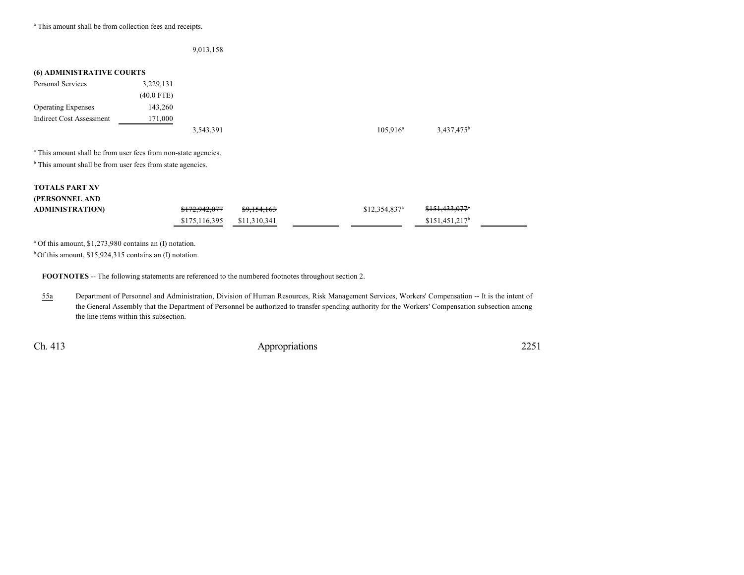[a] This amount shall be from collection fees and receipts.

| | | | | | | | |
|---|---|---|---|---|---|---|---|
| | | 9,013,158 | | | | | |
| **(6) ADMINISTRATIVE COURTS** | | | | | | | |
| Personal Services | 3,229,131 | | | | | | |
| | (40.0 FTE) | | | | | | |
| Operating Expenses | 143,260 | | | | | | |
| Indirect Cost Assessment | 171,000 | | | | | | |
| | | 3,543,391 | | | 105,916[a] | 3,437,475[b] | |

[a] This amount shall be from user fees from non-state agencies.
[b] This amount shall be from user fees from state agencies.

| | | | | | | |
|---|---|---|---|---|---|---|
| **TOTALS PART XV (PERSONNEL AND ADMINISTRATION)** | ~~$172,942,077~~ $175,116,395 | ~~$9,154,163~~ $11,310,341 | | $12,354,837[a] | ~~$151,433,077~~[b] $151,451,217[b] | |

[a] Of this amount, $1,273,980 contains an (I) notation.
[b] Of this amount, $15,924,315 contains an (I) notation.

**FOOTNOTES** -- The following statements are referenced to the numbered footnotes throughout section 2.

55a Department of Personnel and Administration, Division of Human Resources, Risk Management Services, Workers' Compensation -- It is the intent of the General Assembly that the Department of Personnel be authorized to transfer spending authority for the Workers' Compensation subsection among the line items within this subsection.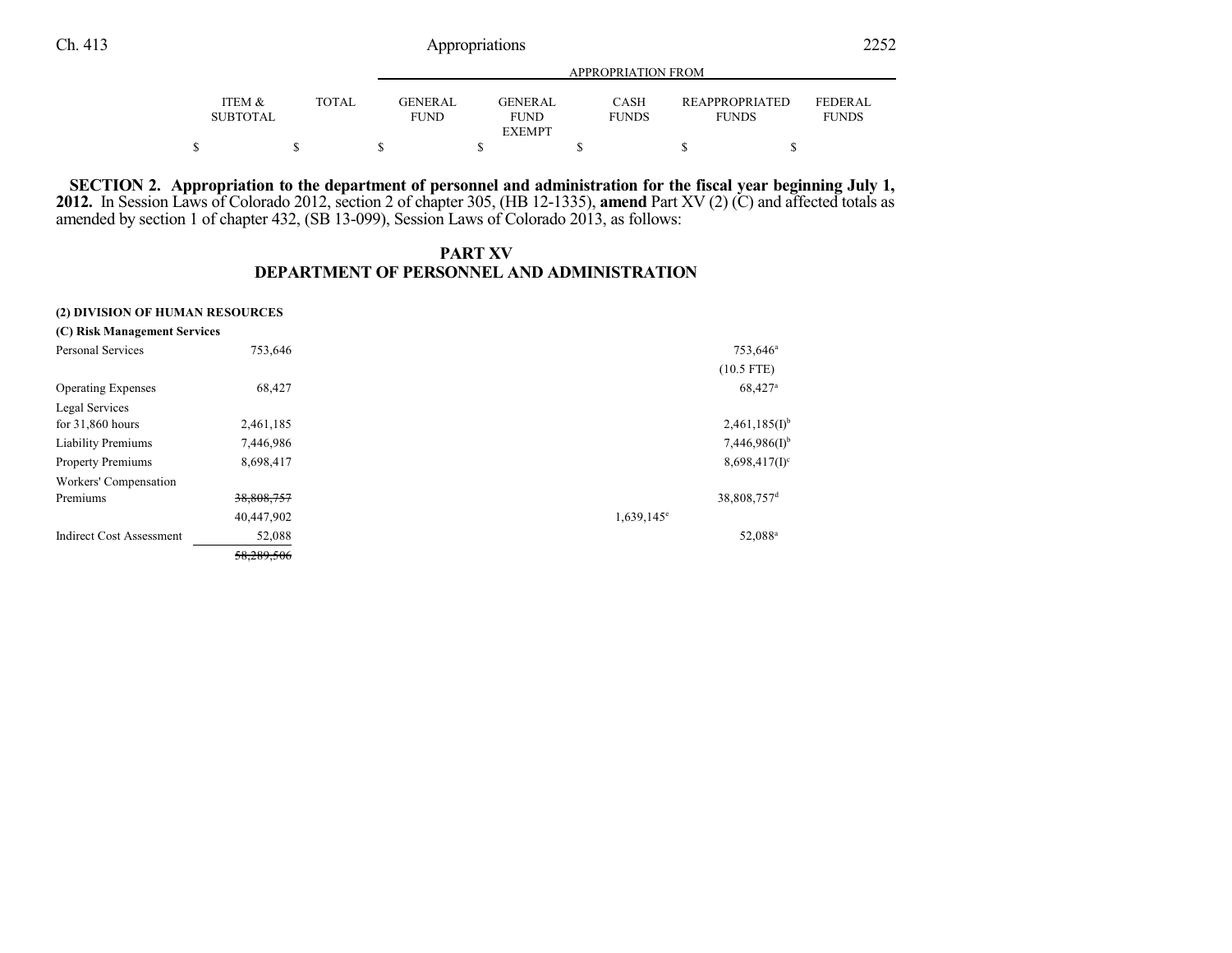| | ITEM & SUBTOTAL | TOTAL | GENERAL FUND | GENERAL FUND EXEMPT | CASH FUNDS | REAPPROPRIATED FUNDS | FEDERAL FUNDS |
|---|---|---|---|---|---|---|---|
| | | | APPROPRIATION FROM | | | | |
| | $ | $ | $ | $ | $ | $ | $ |

**SECTION 2. Appropriation to the department of personnel and administration for the fiscal year beginning July 1, 2012.** In Session Laws of Colorado 2012, section 2 of chapter 305, (HB 12-1335), **amend** Part XV (2) (C) and affected totals as amended by section 1 of chapter 432, (SB 13-099), Session Laws of Colorado 2013, as follows:

## PART XV
## DEPARTMENT OF PERSONNEL AND ADMINISTRATION

| | ITEM & SUBTOTAL | TOTAL | GENERAL FUND | GENERAL FUND EXEMPT | CASH FUNDS | REAPPROPRIATED FUNDS | FEDERAL FUNDS |
|---|---|---|---|---|---|---|---|
| **(2) DIVISION OF HUMAN RESOURCES** | | | | | | | |
| **(C) Risk Management Services** | | | | | | | |
| Personal Services | 753,646 | | | | | 753,646[a] | |
| | | | | | | (10.5 FTE) | |
| Operating Expenses | 68,427 | | | | | 68,427[a] | |
| Legal Services for 31,860 hours | 2,461,185 | | | | | 2,461,185(I)[b] | |
| Liability Premiums | 7,446,986 | | | | | 7,446,986(I)[b] | |
| Property Premiums | 8,698,417 | | | | | 8,698,417(I)[c] | |
| Workers' Compensation Premiums | ~~38,808,757~~ | | | | | 38,808,757[d] | |
| | 40,447,902 | | | | 1,639,145[e] | | |
| Indirect Cost Assessment | 52,088 | | | | | 52,088[a] | |
| | ~~58,289,506~~ | | | | | | |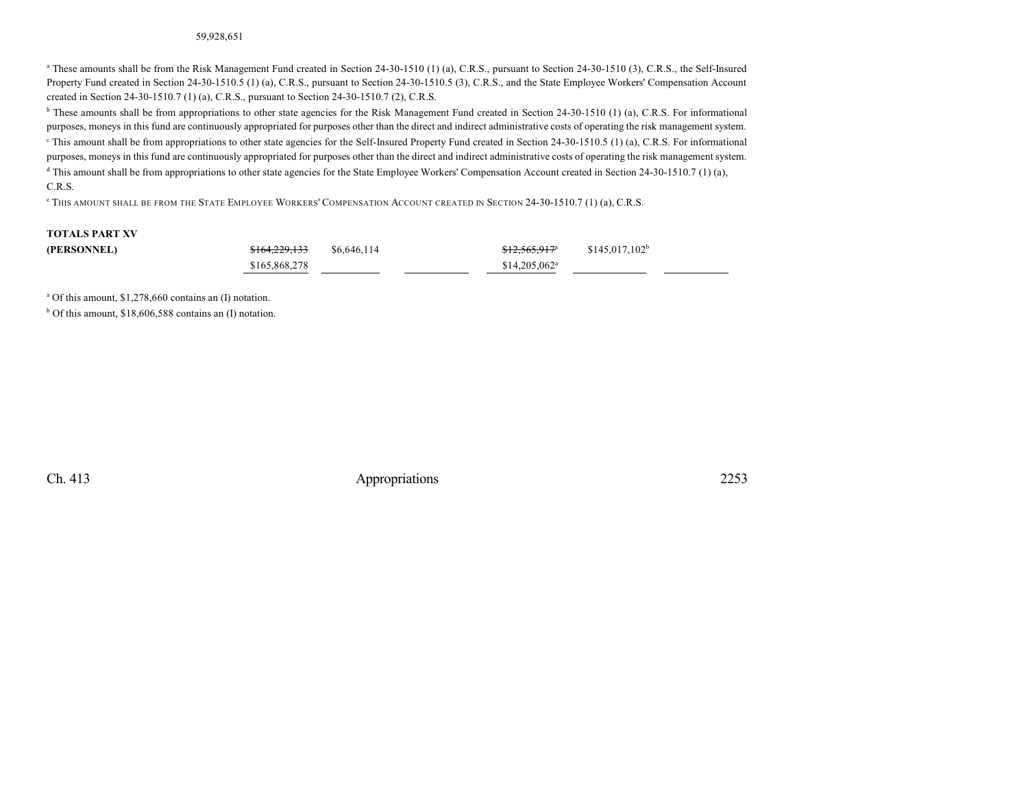59,928,651

[a] These amounts shall be from the Risk Management Fund created in Section 24-30-1510 (1) (a), C.R.S., pursuant to Section 24-30-1510 (3), C.R.S., the Self-Insured Property Fund created in Section 24-30-1510.5 (1) (a), C.R.S., pursuant to Section 24-30-1510.5 (3), C.R.S., and the State Employee Workers' Compensation Account created in Section 24-30-1510.7 (1) (a), C.R.S., pursuant to Section 24-30-1510.7 (2), C.R.S.

[b] These amounts shall be from appropriations to other state agencies for the Risk Management Fund created in Section 24-30-1510 (1) (a), C.R.S. For informational purposes, moneys in this fund are continuously appropriated for purposes other than the direct and indirect administrative costs of operating the risk management system.

[c] This amount shall be from appropriations to other state agencies for the Self-Insured Property Fund created in Section 24-30-1510.5 (1) (a), C.R.S. For informational purposes, moneys in this fund are continuously appropriated for purposes other than the direct and indirect administrative costs of operating the risk management system.

[d] This amount shall be from appropriations to other state agencies for the State Employee Workers' Compensation Account created in Section 24-30-1510.7 (1) (a), C.R.S.

[e] THIS AMOUNT SHALL BE FROM THE STATE EMPLOYEE WORKERS' COMPENSATION ACCOUNT CREATED IN SECTION 24-30-1510.7 (1) (a), C.R.S.

| | | | | | | |
|---|---|---|---|---|---|---|
| **TOTALS PART XV** | | | | | | |
| **(PERSONNEL)** | ~~$164,229,133~~ | $6,646,114 | | ~~$12,565,917~~[a] | $145,017,102[b] | |
| | $165,868,278 | | | $14,205,062[a] | | |

[a] Of this amount, $1,278,660 contains an (I) notation.

[b] Of this amount, $18,606,588 contains an (I) notation.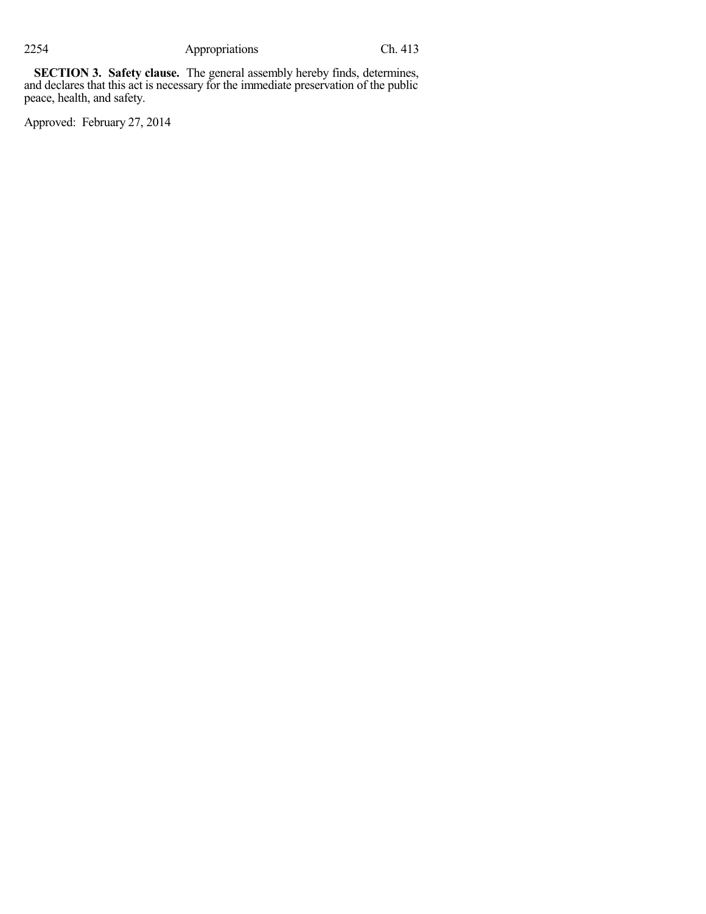**SECTION 3. Safety clause.** The general assembly hereby finds, determines, and declares that this act is necessary for the immediate preservation of the public peace, health, and safety.

Approved: February 27, 2014